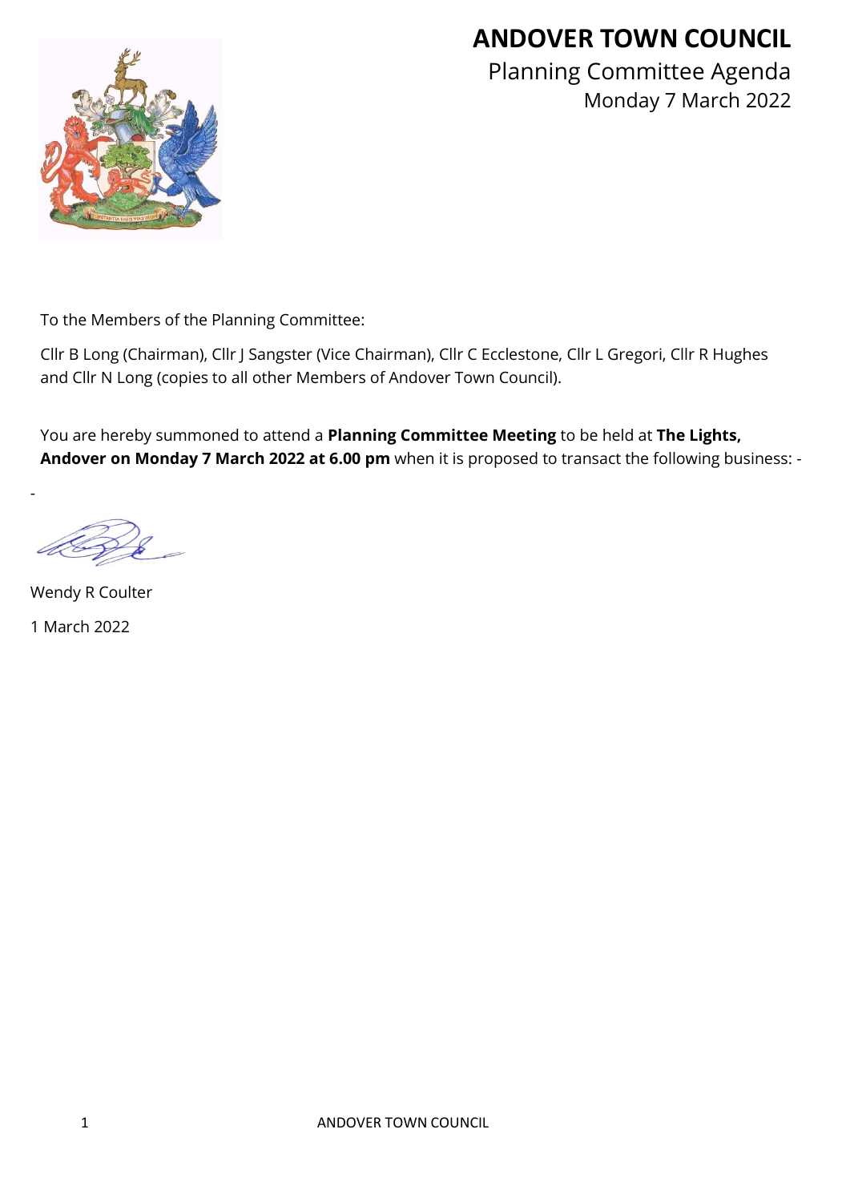# ANDOVER TOWN COUNCIL

## Planning Committee Agenda

Monday 7 March 2022

To the Members of the Planning Committee:

Cllr B Long (Chairman), Cllr J Sangster (Vice Chairman), Cllr C Ecclestone, Cllr L Gregori, Cllr R Hughes and Cllr N Long (copies to all other Members of Andover Town Council).

You are hereby summoned to attend a **Planning Committee Meeting** to be held at **The Lights, Andover on Monday 7 March 2022 at 6.00 pm** when it is proposed to transact the following business: -

-

Wendy R Coulter

1 March 2022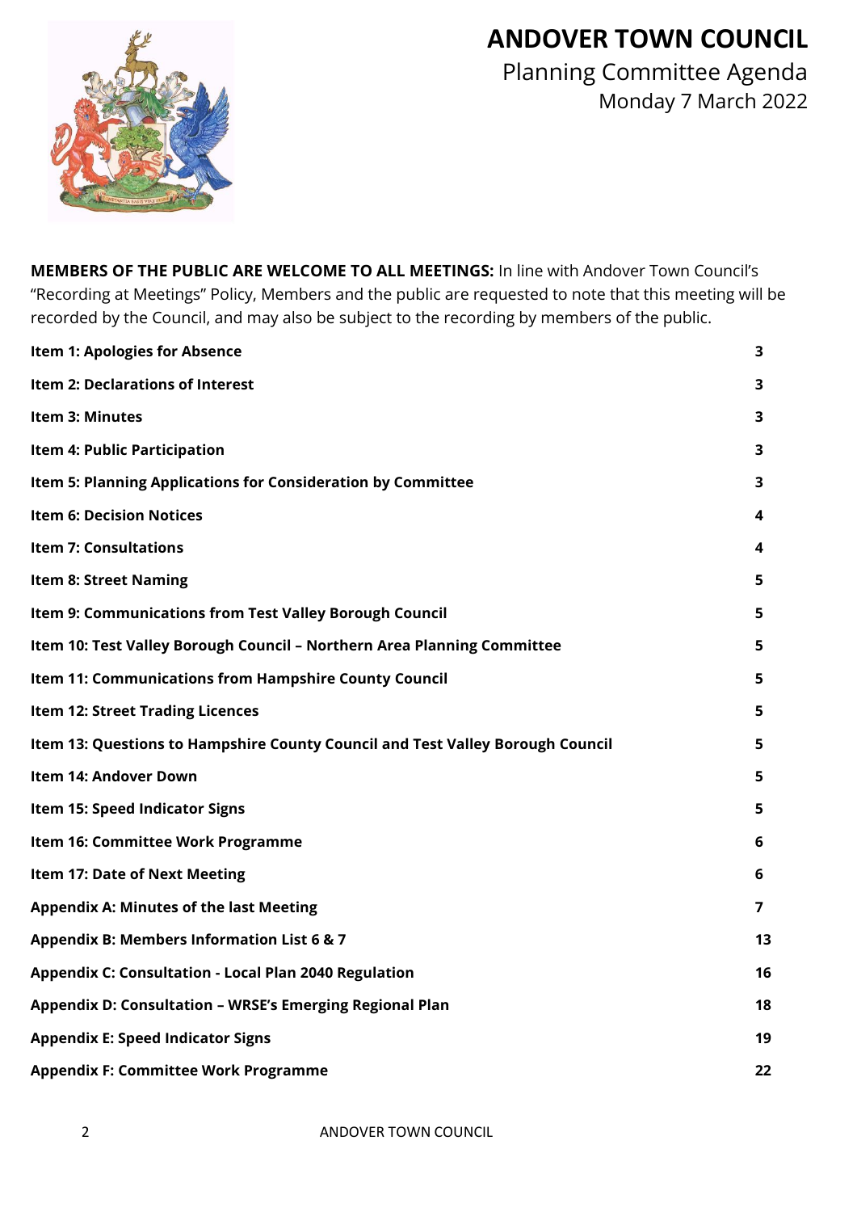# ANDOVER TOWN COUNCIL

## Planning Committee Agenda

Monday 7 March 2022

**MEMBERS OF THE PUBLIC ARE WELCOME TO ALL MEETINGS:** In line with Andover Town Council's "Recording at Meetings" Policy, Members and the public are requested to note that this meeting will be recorded by the Council, and may also be subject to the recording by members of the public.

| | |
|---|---|
| **Item 1: Apologies for Absence** | **3** |
| **Item 2: Declarations of Interest** | **3** |
| **Item 3: Minutes** | **3** |
| **Item 4: Public Participation** | **3** |
| **Item 5: Planning Applications for Consideration by Committee** | **3** |
| **Item 6: Decision Notices** | **4** |
| **Item 7: Consultations** | **4** |
| **Item 8: Street Naming** | **5** |
| **Item 9: Communications from Test Valley Borough Council** | **5** |
| **Item 10: Test Valley Borough Council – Northern Area Planning Committee** | **5** |
| **Item 11: Communications from Hampshire County Council** | **5** |
| **Item 12: Street Trading Licences** | **5** |
| **Item 13: Questions to Hampshire County Council and Test Valley Borough Council** | **5** |
| **Item 14: Andover Down** | **5** |
| **Item 15: Speed Indicator Signs** | **5** |
| **Item 16: Committee Work Programme** | **6** |
| **Item 17: Date of Next Meeting** | **6** |
| **Appendix A: Minutes of the last Meeting** | **7** |
| **Appendix B: Members Information List 6 & 7** | **13** |
| **Appendix C: Consultation - Local Plan 2040 Regulation** | **16** |
| **Appendix D: Consultation – WRSE's Emerging Regional Plan** | **18** |
| **Appendix E: Speed Indicator Signs** | **19** |
| **Appendix F: Committee Work Programme** | **22** |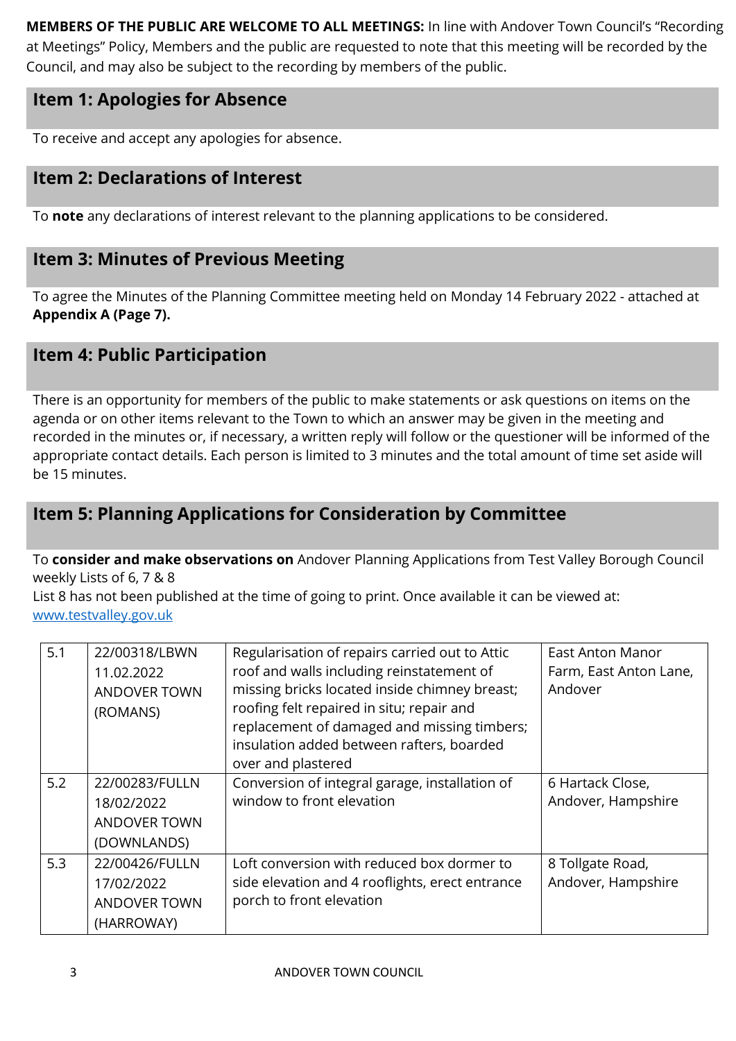**MEMBERS OF THE PUBLIC ARE WELCOME TO ALL MEETINGS:** In line with Andover Town Council's "Recording at Meetings" Policy, Members and the public are requested to note that this meeting will be recorded by the Council, and may also be subject to the recording by members of the public.

## Item 1: Apologies for Absence

To receive and accept any apologies for absence.

## Item 2: Declarations of Interest

To **note** any declarations of interest relevant to the planning applications to be considered.

## Item 3: Minutes of Previous Meeting

To agree the Minutes of the Planning Committee meeting held on Monday 14 February 2022 - attached at **Appendix A (Page 7).**

## Item 4: Public Participation

There is an opportunity for members of the public to make statements or ask questions on items on the agenda or on other items relevant to the Town to which an answer may be given in the meeting and recorded in the minutes or, if necessary, a written reply will follow or the questioner will be informed of the appropriate contact details. Each person is limited to 3 minutes and the total amount of time set aside will be 15 minutes.

## Item 5: Planning Applications for Consideration by Committee

To **consider and make observations on** Andover Planning Applications from Test Valley Borough Council weekly Lists of 6, 7 & 8
List 8 has not been published at the time of going to print. Once available it can be viewed at: [www.testvalley.gov.uk](http://www.testvalley.gov.uk)

| | | | |
|---|---|---|---|
| 5.1 | 22/00318/LBWN 11.02.2022 ANDOVER TOWN (ROMANS) | Regularisation of repairs carried out to Attic roof and walls including reinstatement of missing bricks located inside chimney breast; roofing felt repaired in situ; repair and replacement of damaged and missing timbers; insulation added between rafters, boarded over and plastered | East Anton Manor Farm, East Anton Lane, Andover |
| 5.2 | 22/00283/FULLN 18/02/2022 ANDOVER TOWN (DOWNLANDS) | Conversion of integral garage, installation of window to front elevation | 6 Hartack Close, Andover, Hampshire |
| 5.3 | 22/00426/FULLN 17/02/2022 ANDOVER TOWN (HARROWAY) | Loft conversion with reduced box dormer to side elevation and 4 rooflights, erect entrance porch to front elevation | 8 Tollgate Road, Andover, Hampshire |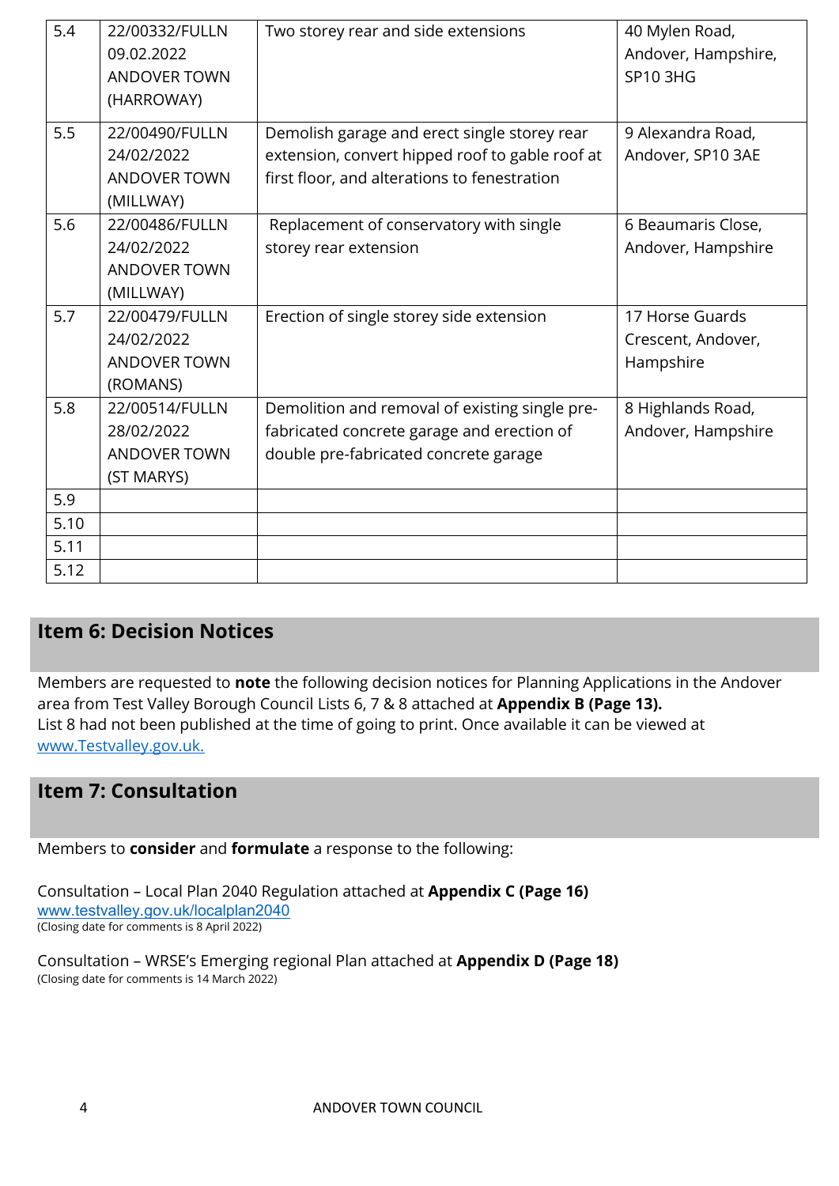| | | | |
|---|---|---|---|
| 5.4 | 22/00332/FULLN 09.02.2022 ANDOVER TOWN (HARROWAY) | Two storey rear and side extensions | 40 Mylen Road, Andover, Hampshire, SP10 3HG |
| 5.5 | 22/00490/FULLN 24/02/2022 ANDOVER TOWN (MILLWAY) | Demolish garage and erect single storey rear extension, convert hipped roof to gable roof at first floor, and alterations to fenestration | 9 Alexandra Road, Andover, SP10 3AE |
| 5.6 | 22/00486/FULLN 24/02/2022 ANDOVER TOWN (MILLWAY) | Replacement of conservatory with single storey rear extension | 6 Beaumaris Close, Andover, Hampshire |
| 5.7 | 22/00479/FULLN 24/02/2022 ANDOVER TOWN (ROMANS) | Erection of single storey side extension | 17 Horse Guards Crescent, Andover, Hampshire |
| 5.8 | 22/00514/FULLN 28/02/2022 ANDOVER TOWN (ST MARYS) | Demolition and removal of existing single pre-fabricated concrete garage and erection of double pre-fabricated concrete garage | 8 Highlands Road, Andover, Hampshire |
| 5.9 | | | |
| 5.10 | | | |
| 5.11 | | | |
| 5.12 | | | |

## Item 6: Decision Notices

Members are requested to **note** the following decision notices for Planning Applications in the Andover area from Test Valley Borough Council Lists 6, 7 & 8 attached at **Appendix B (Page 13).**
List 8 had not been published at the time of going to print. Once available it can be viewed at www.Testvalley.gov.uk.

## Item 7: Consultation

Members to **consider** and **formulate** a response to the following:

Consultation – Local Plan 2040 Regulation attached at **Appendix C (Page 16)**
www.testvalley.gov.uk/localplan2040
(Closing date for comments is 8 April 2022)

Consultation – WRSE's Emerging regional Plan attached at **Appendix D (Page 18)**
(Closing date for comments is 14 March 2022)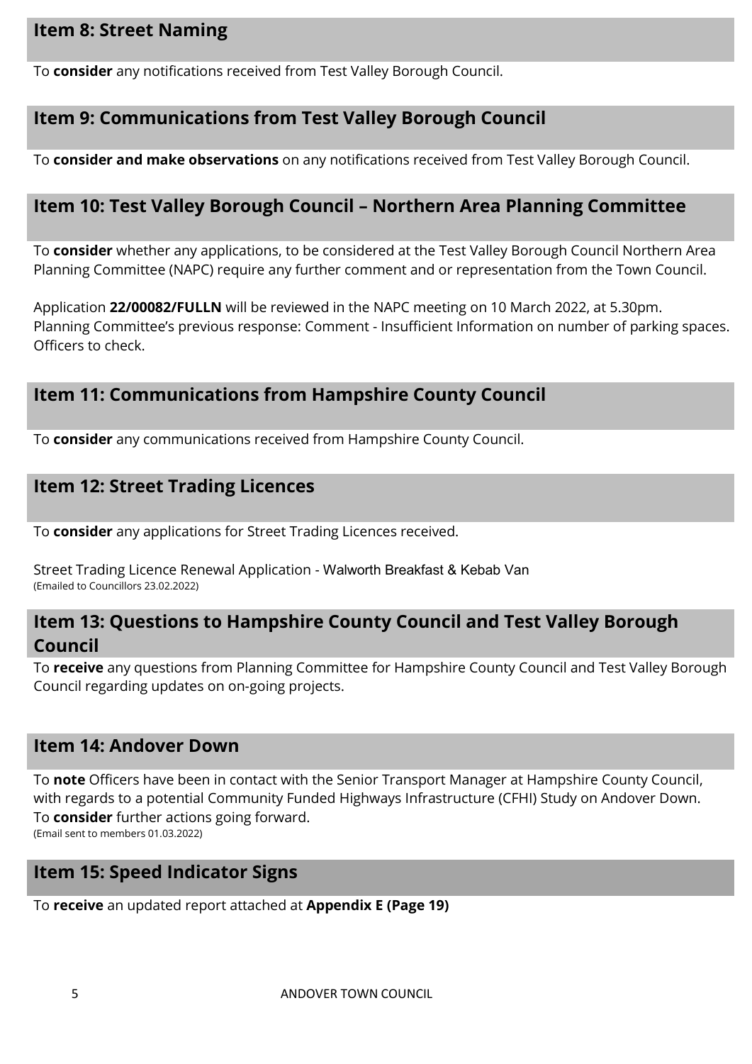## Item 8: Street Naming

To **consider** any notifications received from Test Valley Borough Council.

## Item 9: Communications from Test Valley Borough Council

To **consider and make observations** on any notifications received from Test Valley Borough Council.

## Item 10: Test Valley Borough Council – Northern Area Planning Committee

To **consider** whether any applications, to be considered at the Test Valley Borough Council Northern Area Planning Committee (NAPC) require any further comment and or representation from the Town Council.

Application **22/00082/FULLN** will be reviewed in the NAPC meeting on 10 March 2022, at 5.30pm. Planning Committee's previous response: Comment - Insufficient Information on number of parking spaces. Officers to check.

## Item 11: Communications from Hampshire County Council

To **consider** any communications received from Hampshire County Council.

## Item 12: Street Trading Licences

To **consider** any applications for Street Trading Licences received.

Street Trading Licence Renewal Application - Walworth Breakfast & Kebab Van
(Emailed to Councillors 23.02.2022)

## Item 13: Questions to Hampshire County Council and Test Valley Borough Council

To **receive** any questions from Planning Committee for Hampshire County Council and Test Valley Borough Council regarding updates on on-going projects.

## Item 14: Andover Down

To **note** Officers have been in contact with the Senior Transport Manager at Hampshire County Council, with regards to a potential Community Funded Highways Infrastructure (CFHI) Study on Andover Down.
To **consider** further actions going forward.
(Email sent to members 01.03.2022)

## Item 15: Speed Indicator Signs

To **receive** an updated report attached at **Appendix E (Page 19)**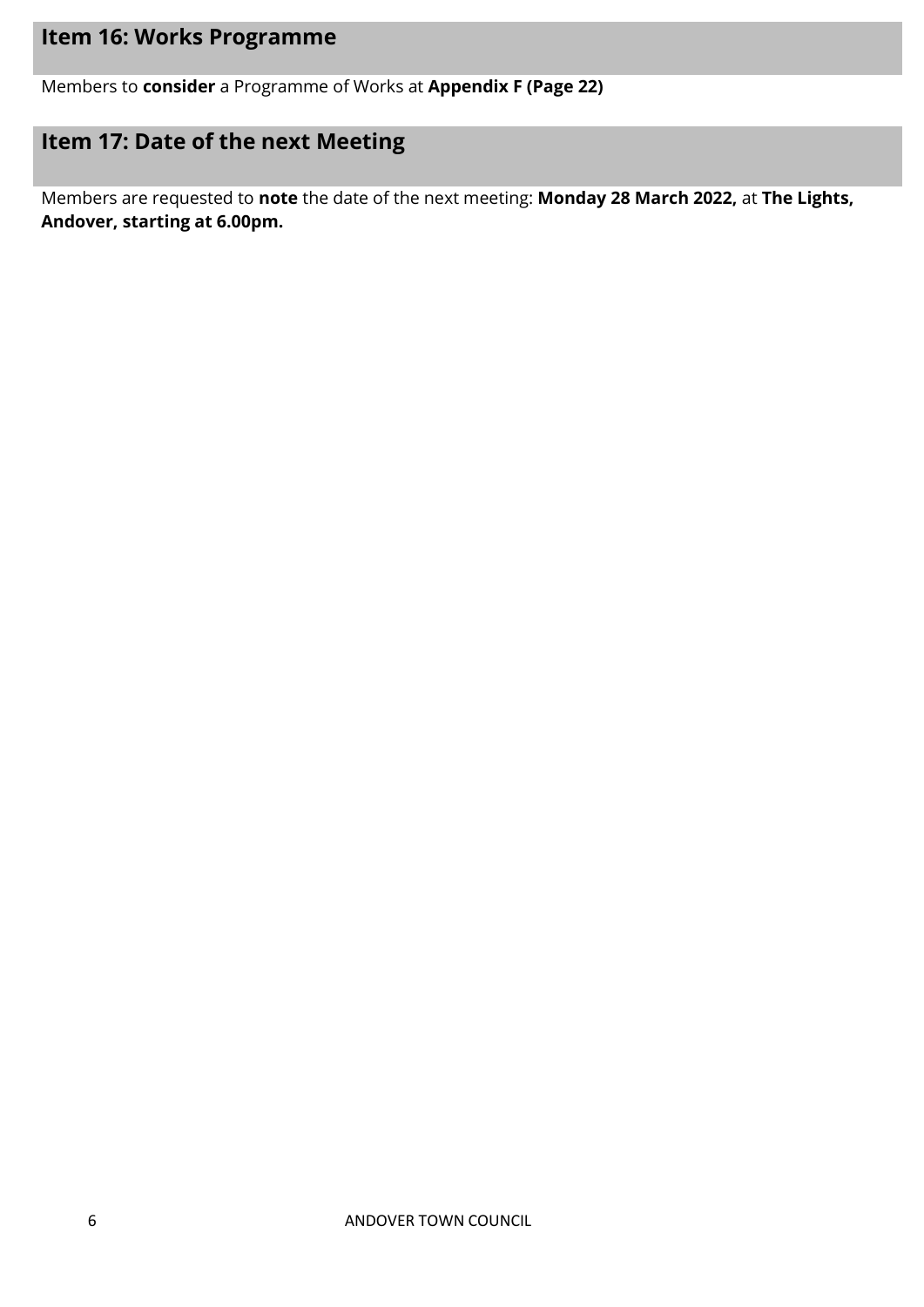## Item 16: Works Programme

Members to **consider** a Programme of Works at **Appendix F (Page 22)**

## Item 17: Date of the next Meeting

Members are requested to **note** the date of the next meeting: **Monday 28 March 2022,** at **The Lights, Andover, starting at 6.00pm.**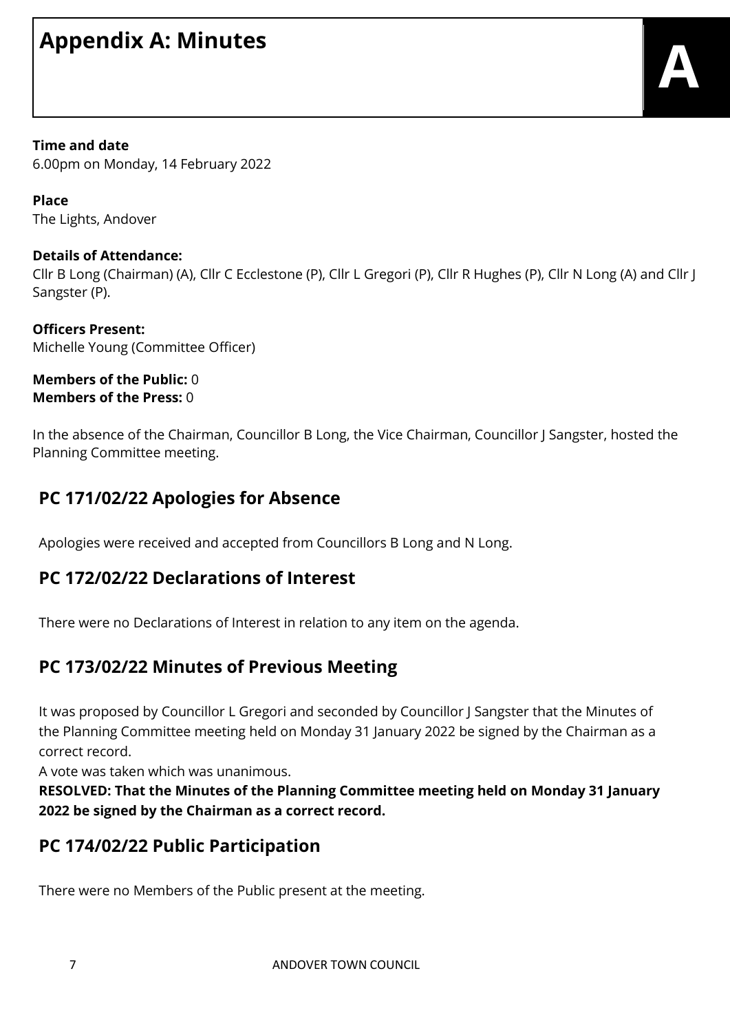# Appendix A: Minutes

**Time and date**
6.00pm on Monday, 14 February 2022

**Place**
The Lights, Andover

**Details of Attendance:**
Cllr B Long (Chairman) (A), Cllr C Ecclestone (P), Cllr L Gregori (P), Cllr R Hughes (P), Cllr N Long (A) and Cllr J Sangster (P).

**Officers Present:**
Michelle Young (Committee Officer)

**Members of the Public:** 0
**Members of the Press:** 0

In the absence of the Chairman, Councillor B Long, the Vice Chairman, Councillor J Sangster, hosted the Planning Committee meeting.

## PC 171/02/22 Apologies for Absence

Apologies were received and accepted from Councillors B Long and N Long.

## PC 172/02/22 Declarations of Interest

There were no Declarations of Interest in relation to any item on the agenda.

## PC 173/02/22 Minutes of Previous Meeting

It was proposed by Councillor L Gregori and seconded by Councillor J Sangster that the Minutes of the Planning Committee meeting held on Monday 31 January 2022 be signed by the Chairman as a correct record.
A vote was taken which was unanimous.
**RESOLVED: That the Minutes of the Planning Committee meeting held on Monday 31 January 2022 be signed by the Chairman as a correct record.**

## PC 174/02/22 Public Participation

There were no Members of the Public present at the meeting.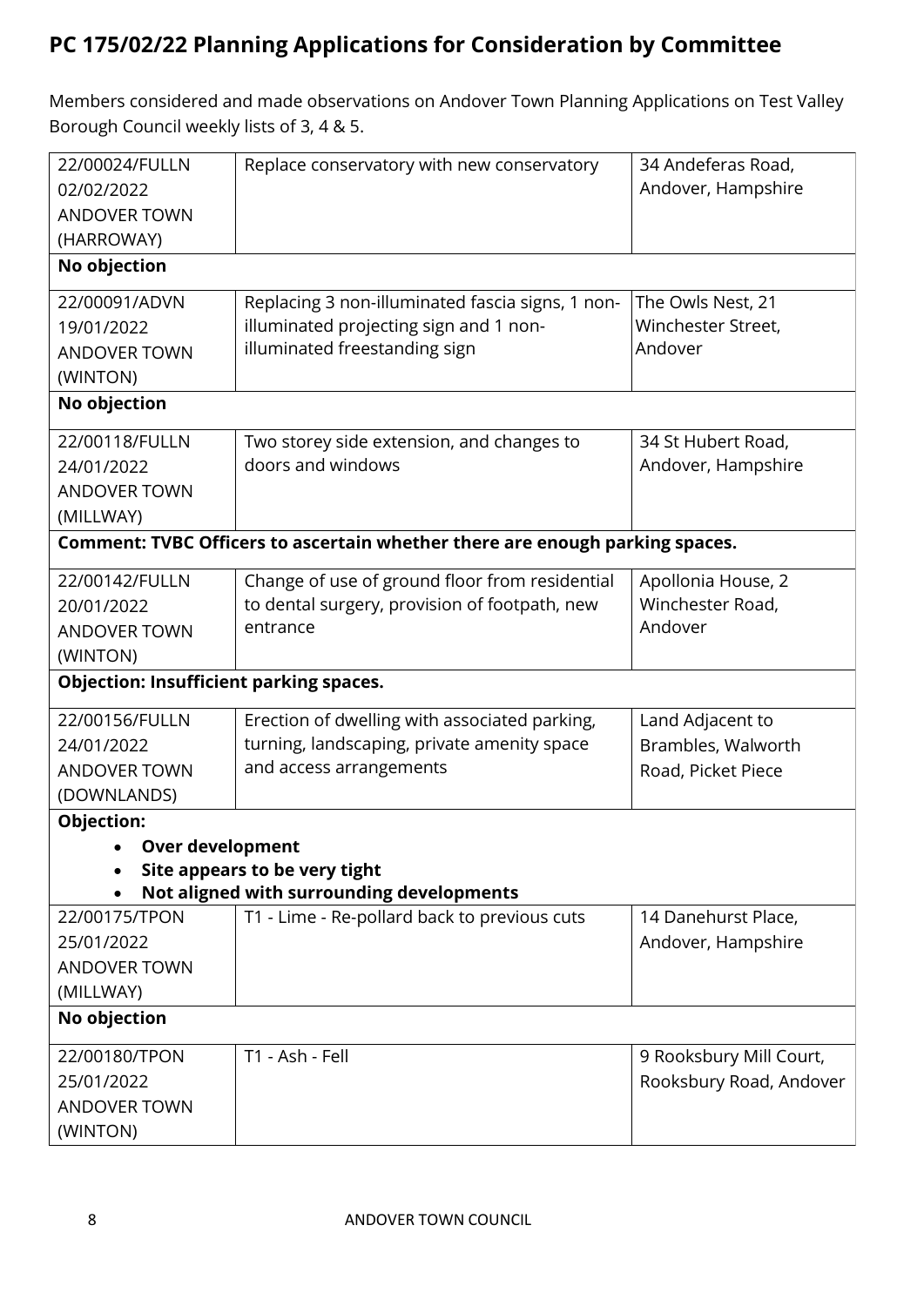## PC 175/02/22 Planning Applications for Consideration by Committee

Members considered and made observations on Andover Town Planning Applications on Test Valley Borough Council weekly lists of 3, 4 & 5.

| Application | Proposal | Location |
|---|---|---|
| 22/00024/FULLN<br>02/02/2022<br>ANDOVER TOWN<br>(HARROWAY) | Replace conservatory with new conservatory | 34 Andeferas Road, Andover, Hampshire |
| **No objection** | | |
| 22/00091/ADVN<br>19/01/2022<br>ANDOVER TOWN<br>(WINTON) | Replacing 3 non-illuminated fascia signs, 1 non-illuminated projecting sign and 1 non-illuminated freestanding sign | The Owls Nest, 21 Winchester Street, Andover |
| **No objection** | | |
| 22/00118/FULLN<br>24/01/2022<br>ANDOVER TOWN<br>(MILLWAY) | Two storey side extension, and changes to doors and windows | 34 St Hubert Road, Andover, Hampshire |
| **Comment: TVBC Officers to ascertain whether there are enough parking spaces.** | | |
| 22/00142/FULLN<br>20/01/2022<br>ANDOVER TOWN<br>(WINTON) | Change of use of ground floor from residential to dental surgery, provision of footpath, new entrance | Apollonia House, 2 Winchester Road, Andover |
| **Objection: Insufficient parking spaces.** | | |
| 22/00156/FULLN<br>24/01/2022<br>ANDOVER TOWN<br>(DOWNLANDS) | Erection of dwelling with associated parking, turning, landscaping, private amenity space and access arrangements | Land Adjacent to Brambles, Walworth Road, Picket Piece |
| **Objection:**<br>• **Over development**<br>• **Site appears to be very tight**<br>• **Not aligned with surrounding developments** | | |
| 22/00175/TPON<br>25/01/2022<br>ANDOVER TOWN<br>(MILLWAY) | T1 - Lime - Re-pollard back to previous cuts | 14 Danehurst Place, Andover, Hampshire |
| **No objection** | | |
| 22/00180/TPON<br>25/01/2022<br>ANDOVER TOWN<br>(WINTON) | T1 - Ash - Fell | 9 Rooksbury Mill Court, Rooksbury Road, Andover |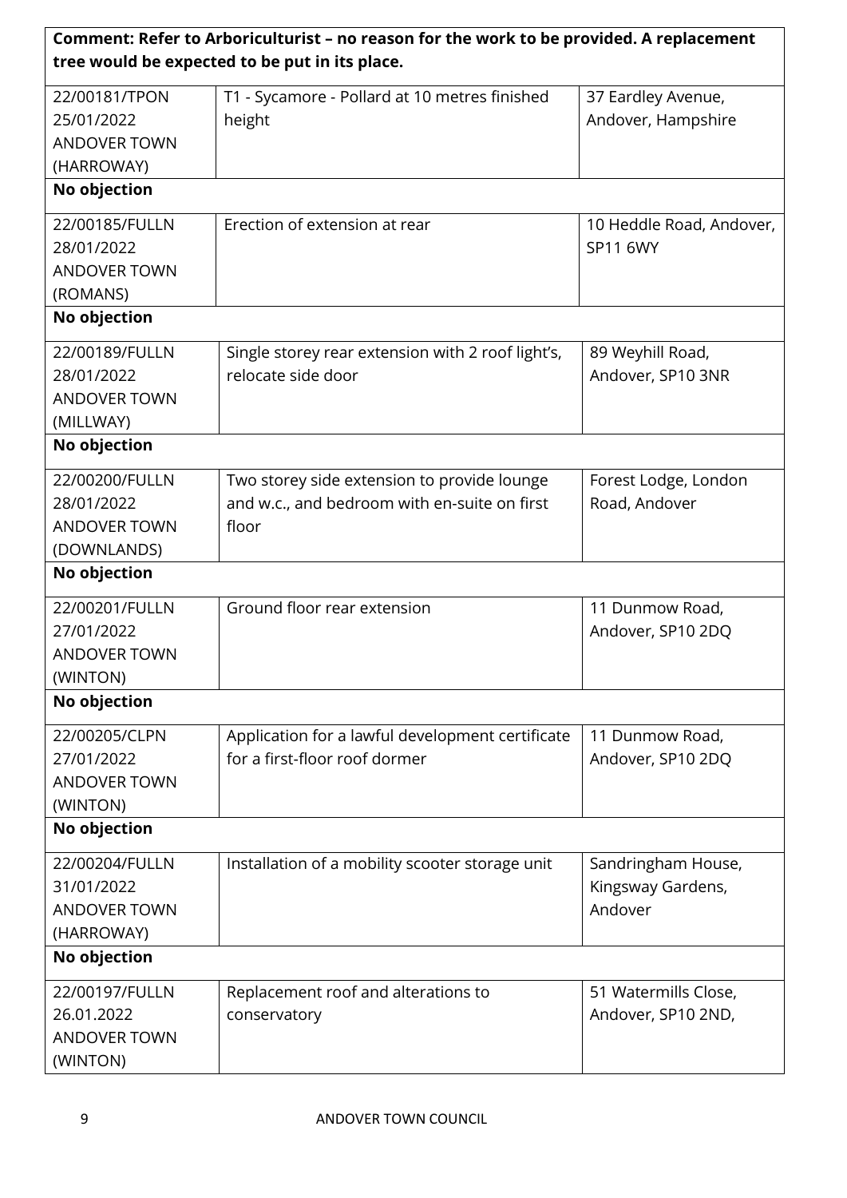| | | |
|---|---|---|
| **Comment: Refer to Arboriculturist – no reason for the work to be provided. A replacement tree would be expected to be put in its place.** | | |
| 22/00181/TPON<br>25/01/2022<br>ANDOVER TOWN (HARROWAY) | T1 - Sycamore - Pollard at 10 metres finished height | 37 Eardley Avenue, Andover, Hampshire |
| **No objection** | | |
| 22/00185/FULLN<br>28/01/2022<br>ANDOVER TOWN (ROMANS) | Erection of extension at rear | 10 Heddle Road, Andover, SP11 6WY |
| **No objection** | | |
| 22/00189/FULLN<br>28/01/2022<br>ANDOVER TOWN (MILLWAY) | Single storey rear extension with 2 roof light's, relocate side door | 89 Weyhill Road, Andover, SP10 3NR |
| **No objection** | | |
| 22/00200/FULLN<br>28/01/2022<br>ANDOVER TOWN (DOWNLANDS) | Two storey side extension to provide lounge and w.c., and bedroom with en-suite on first floor | Forest Lodge, London Road, Andover |
| **No objection** | | |
| 22/00201/FULLN<br>27/01/2022<br>ANDOVER TOWN (WINTON) | Ground floor rear extension | 11 Dunmow Road, Andover, SP10 2DQ |
| **No objection** | | |
| 22/00205/CLPN<br>27/01/2022<br>ANDOVER TOWN (WINTON) | Application for a lawful development certificate for a first-floor roof dormer | 11 Dunmow Road, Andover, SP10 2DQ |
| **No objection** | | |
| 22/00204/FULLN<br>31/01/2022<br>ANDOVER TOWN (HARROWAY) | Installation of a mobility scooter storage unit | Sandringham House, Kingsway Gardens, Andover |
| **No objection** | | |
| 22/00197/FULLN<br>26.01.2022<br>ANDOVER TOWN (WINTON) | Replacement roof and alterations to conservatory | 51 Watermills Close, Andover, SP10 2ND, |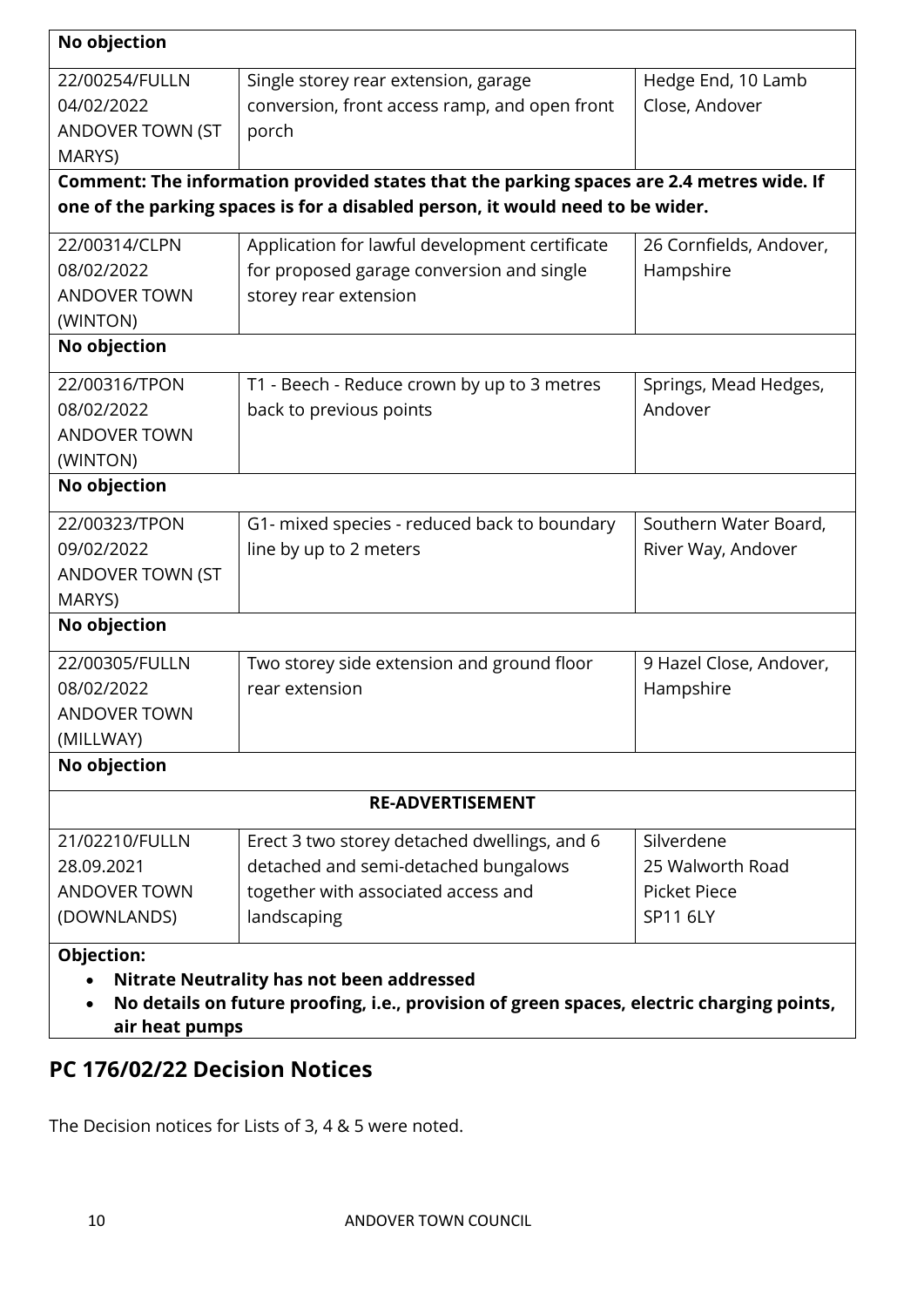| | | |
|---|---|---|
| **No objection** | | |
| 22/00254/FULLN<br>04/02/2022<br>ANDOVER TOWN (ST MARYS) | Single storey rear extension, garage conversion, front access ramp, and open front porch | Hedge End, 10 Lamb Close, Andover |
| **Comment: The information provided states that the parking spaces are 2.4 metres wide. If one of the parking spaces is for a disabled person, it would need to be wider.** | | |
| 22/00314/CLPN<br>08/02/2022<br>ANDOVER TOWN (WINTON) | Application for lawful development certificate for proposed garage conversion and single storey rear extension | 26 Cornfields, Andover, Hampshire |
| **No objection** | | |
| 22/00316/TPON<br>08/02/2022<br>ANDOVER TOWN (WINTON) | T1 - Beech - Reduce crown by up to 3 metres back to previous points | Springs, Mead Hedges, Andover |
| **No objection** | | |
| 22/00323/TPON<br>09/02/2022<br>ANDOVER TOWN (ST MARYS) | G1- mixed species - reduced back to boundary line by up to 2 meters | Southern Water Board, River Way, Andover |
| **No objection** | | |
| 22/00305/FULLN<br>08/02/2022<br>ANDOVER TOWN (MILLWAY) | Two storey side extension and ground floor rear extension | 9 Hazel Close, Andover, Hampshire |
| **No objection** | | |
| **RE-ADVERTISEMENT** | | |
| 21/02210/FULLN<br>28.09.2021<br>ANDOVER TOWN (DOWNLANDS) | Erect 3 two storey detached dwellings, and 6 detached and semi-detached bungalows together with associated access and landscaping | Silverdene<br>25 Walworth Road<br>Picket Piece<br>SP11 6LY |
| **Objection:**<br>• **Nitrate Neutrality has not been addressed**<br>• **No details on future proofing, i.e., provision of green spaces, electric charging points, air heat pumps** | | |

## PC 176/02/22 Decision Notices

The Decision notices for Lists of 3, 4 & 5 were noted.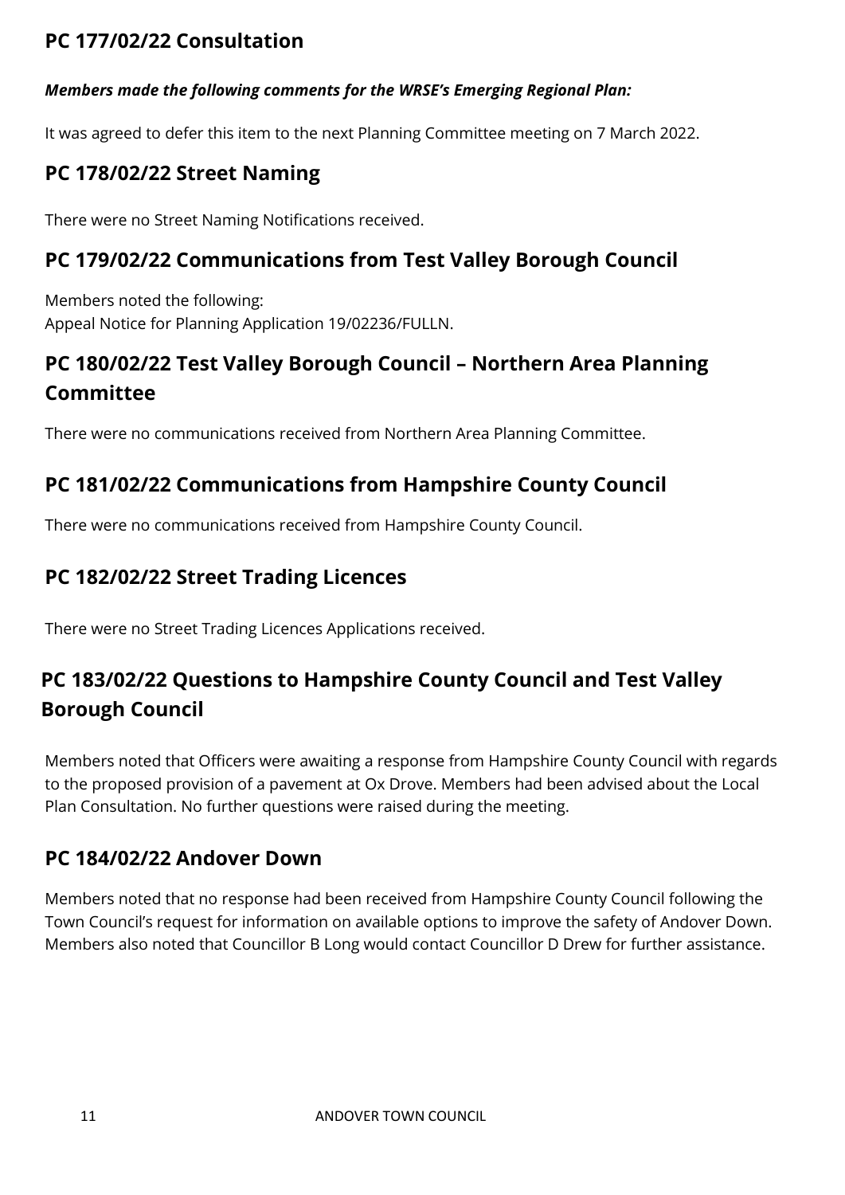## PC 177/02/22 Consultation

***Members made the following comments for the WRSE's Emerging Regional Plan:***

It was agreed to defer this item to the next Planning Committee meeting on 7 March 2022.

## PC 178/02/22 Street Naming

There were no Street Naming Notifications received.

## PC 179/02/22 Communications from Test Valley Borough Council

Members noted the following:
Appeal Notice for Planning Application 19/02236/FULLN.

## PC 180/02/22 Test Valley Borough Council – Northern Area Planning Committee

There were no communications received from Northern Area Planning Committee.

## PC 181/02/22 Communications from Hampshire County Council

There were no communications received from Hampshire County Council.

## PC 182/02/22 Street Trading Licences

There were no Street Trading Licences Applications received.

## PC 183/02/22 Questions to Hampshire County Council and Test Valley Borough Council

Members noted that Officers were awaiting a response from Hampshire County Council with regards to the proposed provision of a pavement at Ox Drove. Members had been advised about the Local Plan Consultation. No further questions were raised during the meeting.

## PC 184/02/22 Andover Down

Members noted that no response had been received from Hampshire County Council following the Town Council's request for information on available options to improve the safety of Andover Down. Members also noted that Councillor B Long would contact Councillor D Drew for further assistance.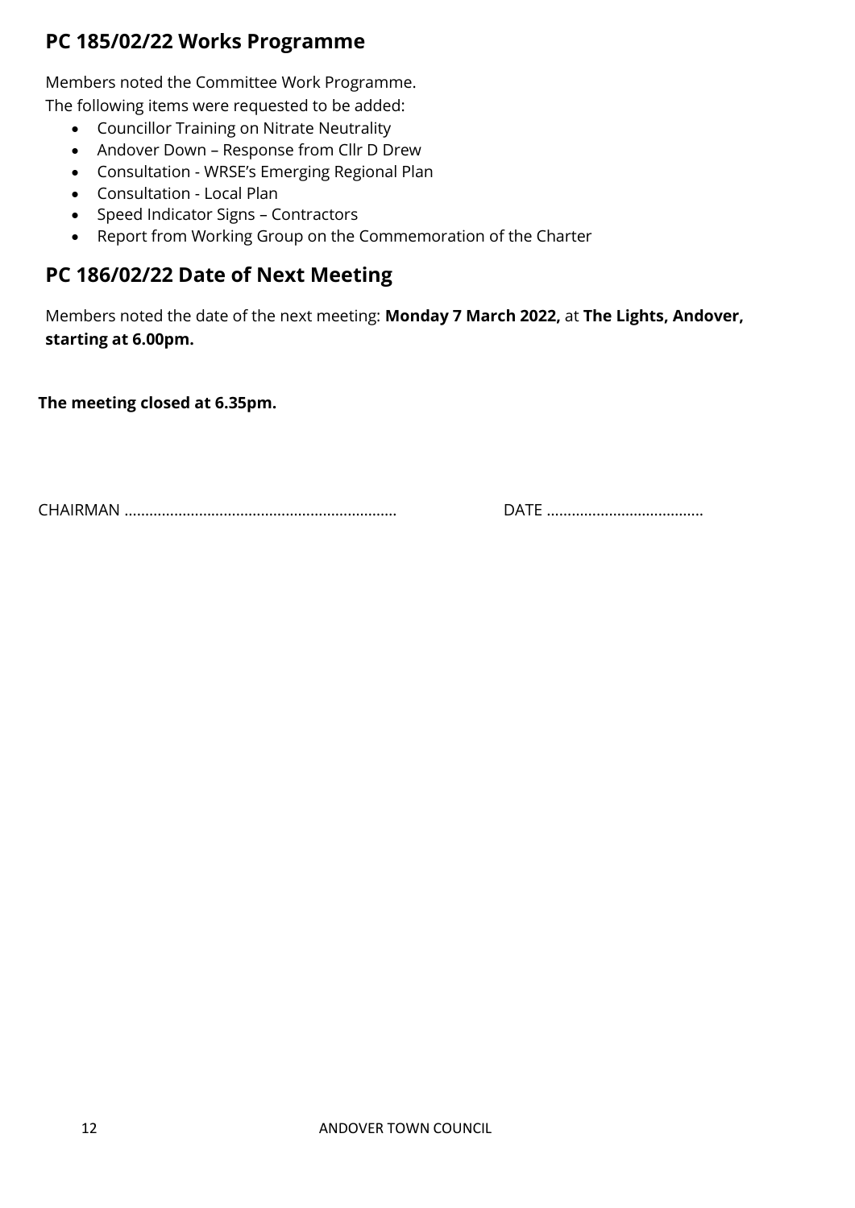## PC 185/02/22 Works Programme

Members noted the Committee Work Programme.
The following items were requested to be added:

- Councillor Training on Nitrate Neutrality
- Andover Down – Response from Cllr D Drew
- Consultation - WRSE's Emerging Regional Plan
- Consultation - Local Plan
- Speed Indicator Signs – Contractors
- Report from Working Group on the Commemoration of the Charter

## PC 186/02/22 Date of Next Meeting

Members noted the date of the next meeting: **Monday 7 March 2022,** at **The Lights, Andover, starting at 6.00pm.**

**The meeting closed at 6.35pm.**

CHAIRMAN ……………………………………………………… DATE ………………………………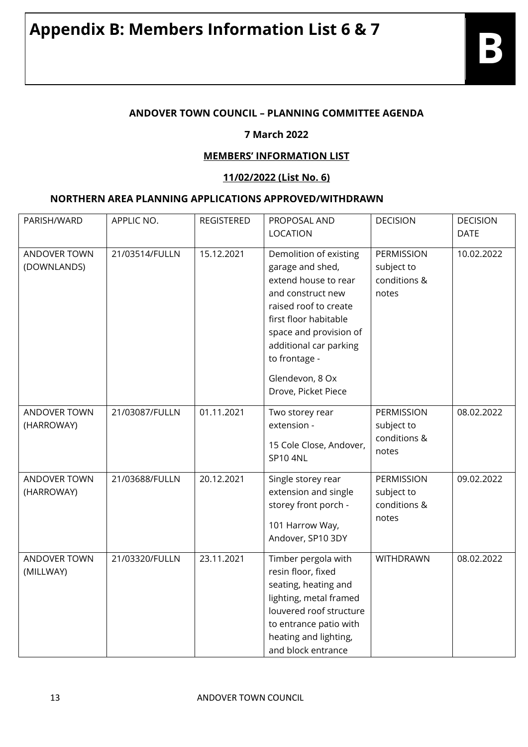# Appendix B: Members Information List 6 & 7

**B**

**ANDOVER TOWN COUNCIL – PLANNING COMMITTEE AGENDA**

**7 March 2022**

**MEMBERS' INFORMATION LIST**

**11/02/2022 (List No. 6)**

### NORTHERN AREA PLANNING APPLICATIONS APPROVED/WITHDRAWN

| PARISH/WARD | APPLIC NO. | REGISTERED | PROPOSAL AND LOCATION | DECISION | DECISION DATE |
|---|---|---|---|---|---|
| ANDOVER TOWN (DOWNLANDS) | 21/03514/FULLN | 15.12.2021 | Demolition of existing garage and shed, extend house to rear and construct new raised roof to create first floor habitable space and provision of additional car parking to frontage - Glendevon, 8 Ox Drove, Picket Piece | PERMISSION subject to conditions & notes | 10.02.2022 |
| ANDOVER TOWN (HARROWAY) | 21/03087/FULLN | 01.11.2021 | Two storey rear extension - 15 Cole Close, Andover, SP10 4NL | PERMISSION subject to conditions & notes | 08.02.2022 |
| ANDOVER TOWN (HARROWAY) | 21/03688/FULLN | 20.12.2021 | Single storey rear extension and single storey front porch - 101 Harrow Way, Andover, SP10 3DY | PERMISSION subject to conditions & notes | 09.02.2022 |
| ANDOVER TOWN (MILLWAY) | 21/03320/FULLN | 23.11.2021 | Timber pergola with resin floor, fixed seating, heating and lighting, metal framed louvered roof structure to entrance patio with heating and lighting, and block entrance | WITHDRAWN | 08.02.2022 |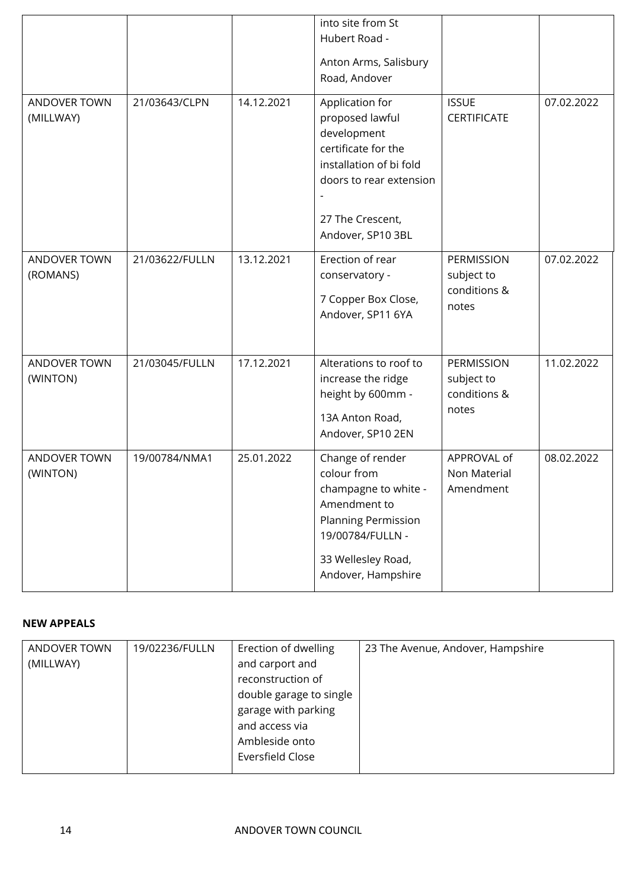| | | | into site from St Hubert Road - Anton Arms, Salisbury Road, Andover | | |
|---|---|---|---|---|---|
| ANDOVER TOWN (MILLWAY) | 21/03643/CLPN | 14.12.2021 | Application for proposed lawful development certificate for the installation of bi fold doors to rear extension - 27 The Crescent, Andover, SP10 3BL | ISSUE CERTIFICATE | 07.02.2022 |
| ANDOVER TOWN (ROMANS) | 21/03622/FULLN | 13.12.2021 | Erection of rear conservatory - 7 Copper Box Close, Andover, SP11 6YA | PERMISSION subject to conditions & notes | 07.02.2022 |
| ANDOVER TOWN (WINTON) | 21/03045/FULLN | 17.12.2021 | Alterations to roof to increase the ridge height by 600mm - 13A Anton Road, Andover, SP10 2EN | PERMISSION subject to conditions & notes | 11.02.2022 |
| ANDOVER TOWN (WINTON) | 19/00784/NMA1 | 25.01.2022 | Change of render colour from champagne to white - Amendment to Planning Permission 19/00784/FULLN - 33 Wellesley Road, Andover, Hampshire | APPROVAL of Non Material Amendment | 08.02.2022 |

**NEW APPEALS**

| ANDOVER TOWN (MILLWAY) | 19/02236/FULLN | Erection of dwelling and carport and reconstruction of double garage to single garage with parking and access via Ambleside onto Eversfield Close | 23 The Avenue, Andover, Hampshire |
|---|---|---|---|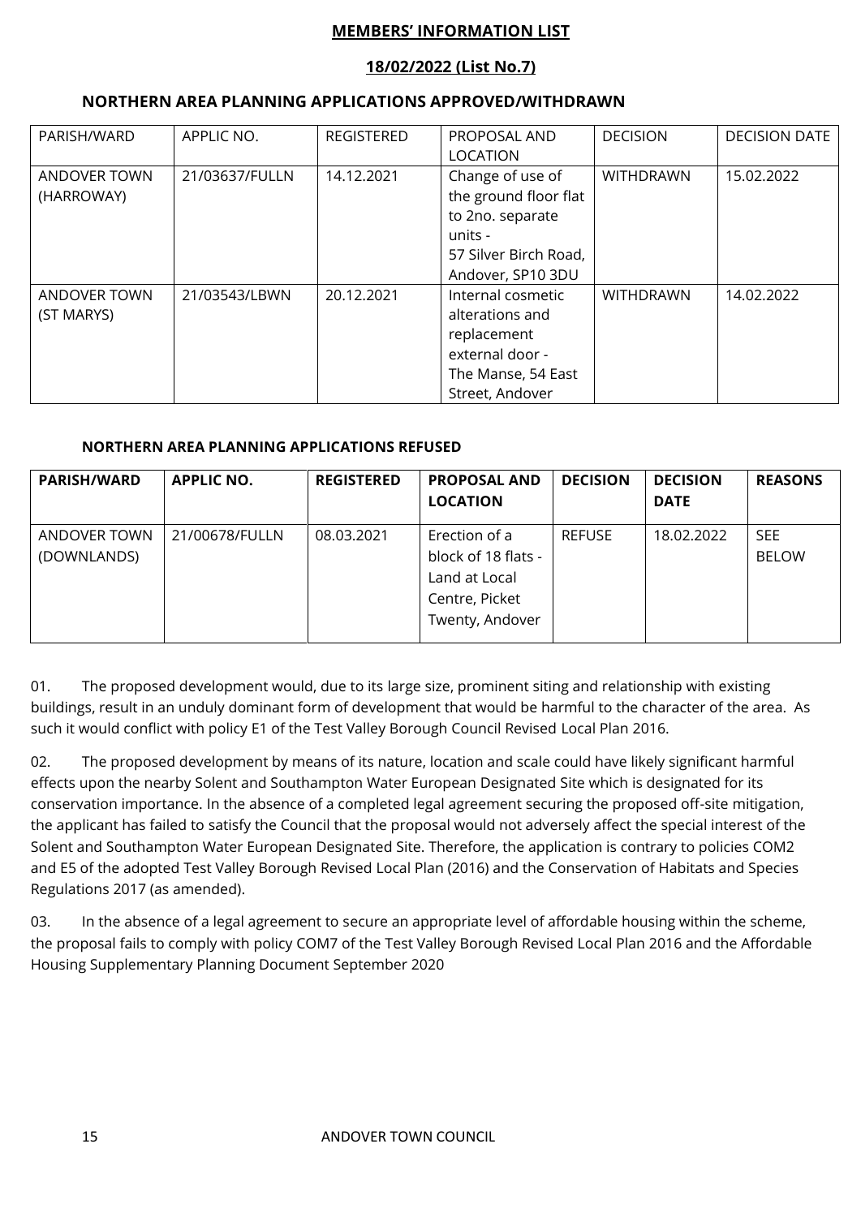# MEMBERS' INFORMATION LIST

## 18/02/2022 (List No.7)

### NORTHERN AREA PLANNING APPLICATIONS APPROVED/WITHDRAWN

| PARISH/WARD | APPLIC NO. | REGISTERED | PROPOSAL AND LOCATION | DECISION | DECISION DATE |
|---|---|---|---|---|---|
| ANDOVER TOWN (HARROWAY) | 21/03637/FULLN | 14.12.2021 | Change of use of the ground floor flat to 2no. separate units - 57 Silver Birch Road, Andover, SP10 3DU | WITHDRAWN | 15.02.2022 |
| ANDOVER TOWN (ST MARYS) | 21/03543/LBWN | 20.12.2021 | Internal cosmetic alterations and replacement external door - The Manse, 54 East Street, Andover | WITHDRAWN | 14.02.2022 |

### NORTHERN AREA PLANNING APPLICATIONS REFUSED

| PARISH/WARD | APPLIC NO. | REGISTERED | PROPOSAL AND LOCATION | DECISION | DECISION DATE | REASONS |
|---|---|---|---|---|---|---|
| ANDOVER TOWN (DOWNLANDS) | 21/00678/FULLN | 08.03.2021 | Erection of a block of 18 flats - Land at Local Centre, Picket Twenty, Andover | REFUSE | 18.02.2022 | SEE BELOW |

01. The proposed development would, due to its large size, prominent siting and relationship with existing buildings, result in an unduly dominant form of development that would be harmful to the character of the area. As such it would conflict with policy E1 of the Test Valley Borough Council Revised Local Plan 2016.

02. The proposed development by means of its nature, location and scale could have likely significant harmful effects upon the nearby Solent and Southampton Water European Designated Site which is designated for its conservation importance. In the absence of a completed legal agreement securing the proposed off-site mitigation, the applicant has failed to satisfy the Council that the proposal would not adversely affect the special interest of the Solent and Southampton Water European Designated Site. Therefore, the application is contrary to policies COM2 and E5 of the adopted Test Valley Borough Revised Local Plan (2016) and the Conservation of Habitats and Species Regulations 2017 (as amended).

03. In the absence of a legal agreement to secure an appropriate level of affordable housing within the scheme, the proposal fails to comply with policy COM7 of the Test Valley Borough Revised Local Plan 2016 and the Affordable Housing Supplementary Planning Document September 2020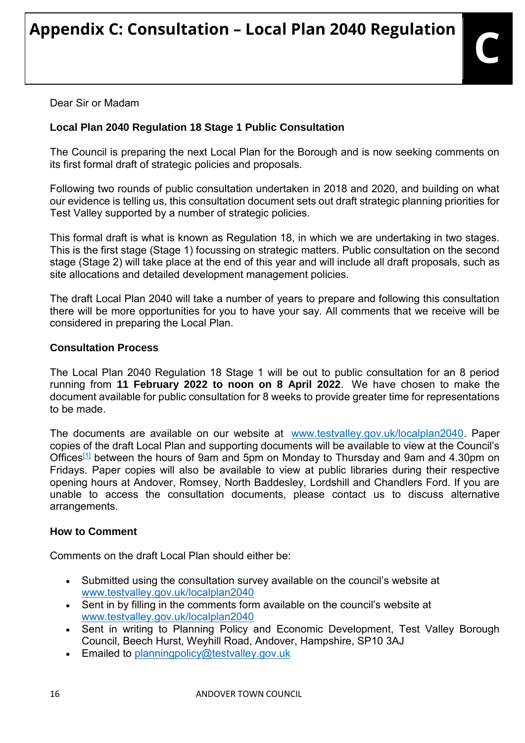# Appendix C: Consultation – Local Plan 2040 Regulation

Dear Sir or Madam

**Local Plan 2040 Regulation 18 Stage 1 Public Consultation**

The Council is preparing the next Local Plan for the Borough and is now seeking comments on its first formal draft of strategic policies and proposals.

Following two rounds of public consultation undertaken in 2018 and 2020, and building on what our evidence is telling us, this consultation document sets out draft strategic planning priorities for Test Valley supported by a number of strategic policies.

This formal draft is what is known as Regulation 18, in which we are undertaking in two stages. This is the first stage (Stage 1) focussing on strategic matters. Public consultation on the second stage (Stage 2) will take place at the end of this year and will include all draft proposals, such as site allocations and detailed development management policies.

The draft Local Plan 2040 will take a number of years to prepare and following this consultation there will be more opportunities for you to have your say. All comments that we receive will be considered in preparing the Local Plan.

**Consultation Process**

The Local Plan 2040 Regulation 18 Stage 1 will be out to public consultation for an 8 period running from **11 February 2022 to noon on 8 April 2022**. We have chosen to make the document available for public consultation for 8 weeks to provide greater time for representations to be made.

The documents are available on our website at www.testvalley.gov.uk/localplan2040. Paper copies of the draft Local Plan and supporting documents will be available to view at the Council's Offices[1] between the hours of 9am and 5pm on Monday to Thursday and 9am and 4.30pm on Fridays. Paper copies will also be available to view at public libraries during their respective opening hours at Andover, Romsey, North Baddesley, Lordshill and Chandlers Ford. If you are unable to access the consultation documents, please contact us to discuss alternative arrangements.

**How to Comment**

Comments on the draft Local Plan should either be:

- Submitted using the consultation survey available on the council's website at www.testvalley.gov.uk/localplan2040
- Sent in by filling in the comments form available on the council's website at www.testvalley.gov.uk/localplan2040
- Sent in writing to Planning Policy and Economic Development, Test Valley Borough Council, Beech Hurst, Weyhill Road, Andover, Hampshire, SP10 3AJ
- Emailed to planningpolicy@testvalley.gov.uk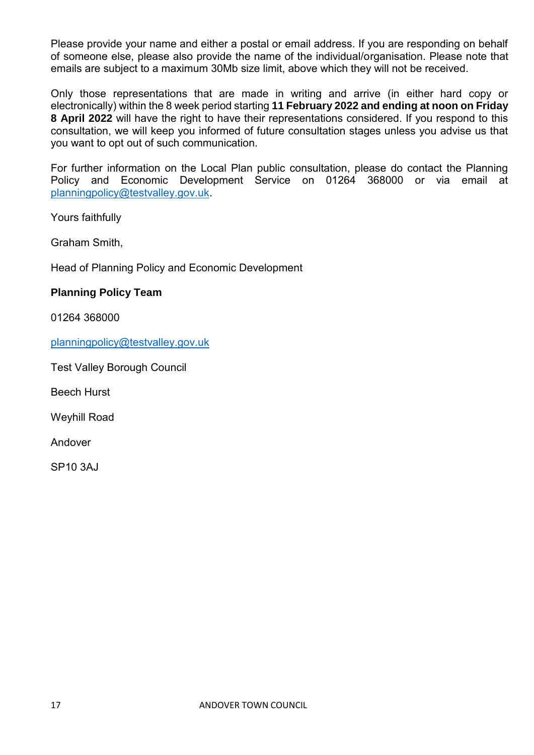Please provide your name and either a postal or email address. If you are responding on behalf of someone else, please also provide the name of the individual/organisation. Please note that emails are subject to a maximum 30Mb size limit, above which they will not be received.

Only those representations that are made in writing and arrive (in either hard copy or electronically) within the 8 week period starting **11 February 2022 and ending at noon on Friday 8 April 2022** will have the right to have their representations considered. If you respond to this consultation, we will keep you informed of future consultation stages unless you advise us that you want to opt out of such communication.

For further information on the Local Plan public consultation, please do contact the Planning Policy and Economic Development Service on 01264 368000 or via email at planningpolicy@testvalley.gov.uk.

Yours faithfully

Graham Smith,

Head of Planning Policy and Economic Development

**Planning Policy Team**

01264 368000

planningpolicy@testvalley.gov.uk

Test Valley Borough Council

Beech Hurst

Weyhill Road

Andover

SP10 3AJ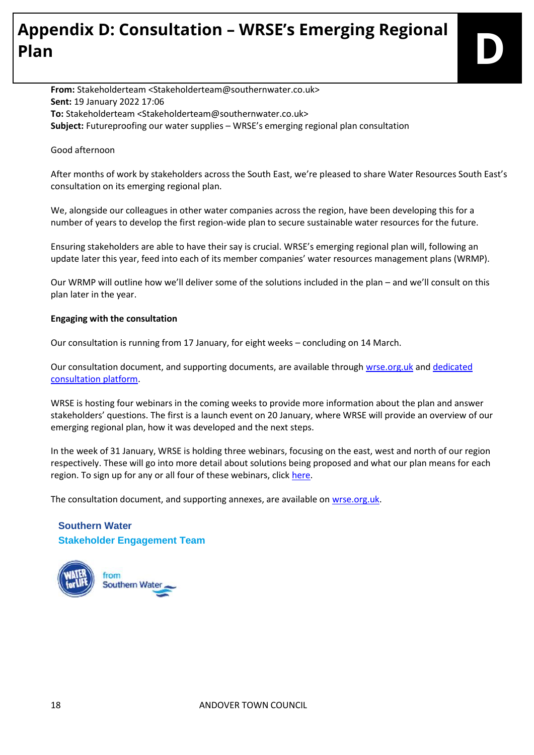# Appendix D: Consultation – WRSE's Emerging Regional Plan

**From:** Stakeholderteam <Stakeholderteam@southernwater.co.uk>
**Sent:** 19 January 2022 17:06
**To:** Stakeholderteam <Stakeholderteam@southernwater.co.uk>
**Subject:** Futureproofing our water supplies – WRSE's emerging regional plan consultation

Good afternoon

After months of work by stakeholders across the South East, we're pleased to share Water Resources South East's consultation on its emerging regional plan.

We, alongside our colleagues in other water companies across the region, have been developing this for a number of years to develop the first region-wide plan to secure sustainable water resources for the future.

Ensuring stakeholders are able to have their say is crucial. WRSE's emerging regional plan will, following an update later this year, feed into each of its member companies' water resources management plans (WRMP).

Our WRMP will outline how we'll deliver some of the solutions included in the plan – and we'll consult on this plan later in the year.

**Engaging with the consultation**

Our consultation is running from 17 January, for eight weeks – concluding on 14 March.

Our consultation document, and supporting documents, are available through wrse.org.uk and dedicated consultation platform.

WRSE is hosting four webinars in the coming weeks to provide more information about the plan and answer stakeholders' questions. The first is a launch event on 20 January, where WRSE will provide an overview of our emerging regional plan, how it was developed and the next steps.

In the week of 31 January, WRSE is holding three webinars, focusing on the east, west and north of our region respectively. These will go into more detail about solutions being proposed and what our plan means for each region. To sign up for any or all four of these webinars, click here.

The consultation document, and supporting annexes, are available on wrse.org.uk.

**Southern Water**
**Stakeholder Engagement Team**

WATER for LIFE from Southern Water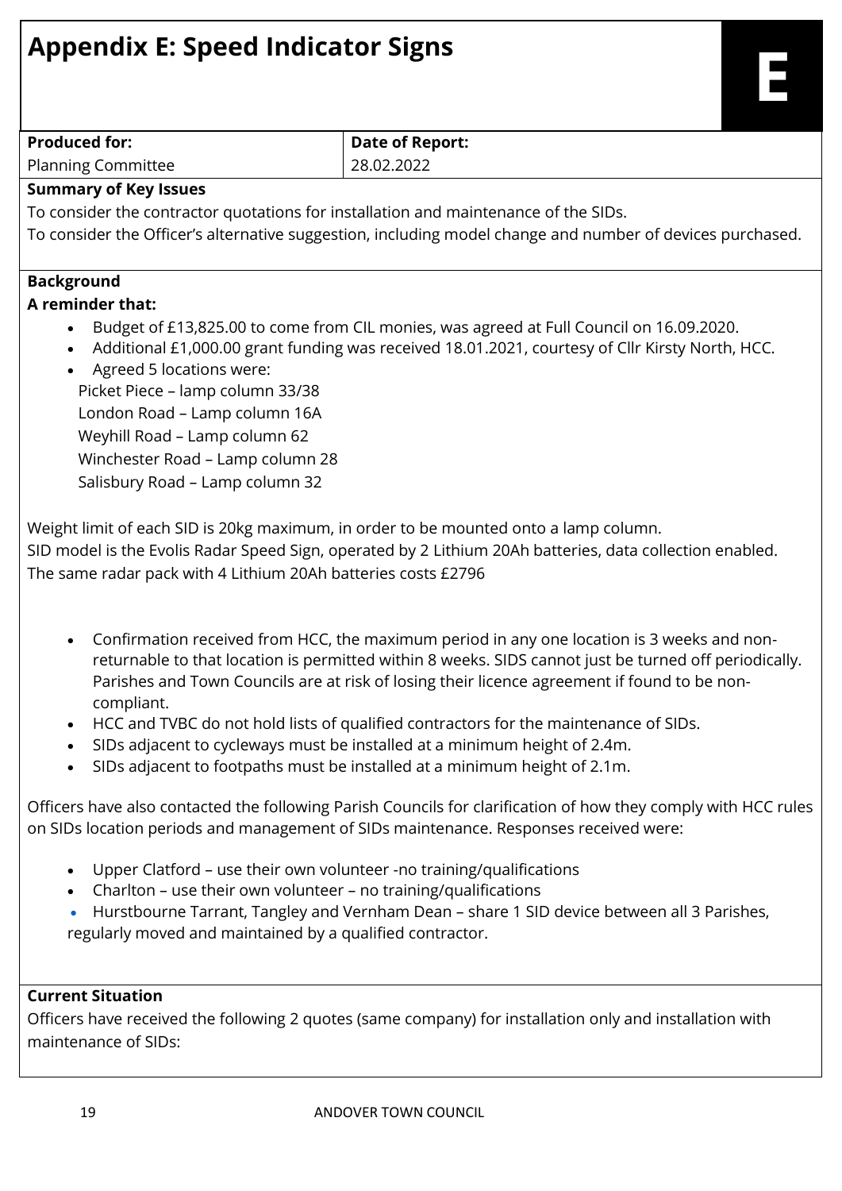# Appendix E: Speed Indicator Signs

**E**

| Produced for: | Date of Report: |
| --- | --- |
| Planning Committee | 28.02.2022 |

**Summary of Key Issues**

To consider the contractor quotations for installation and maintenance of the SIDs.

To consider the Officer's alternative suggestion, including model change and number of devices purchased.

**Background**

**A reminder that:**

- Budget of £13,825.00 to come from CIL monies, was agreed at Full Council on 16.09.2020.
- Additional £1,000.00 grant funding was received 18.01.2021, courtesy of Cllr Kirsty North, HCC.
- Agreed 5 locations were:

  Picket Piece – lamp column 33/38

  London Road – Lamp column 16A

  Weyhill Road – Lamp column 62

  Winchester Road – Lamp column 28

  Salisbury Road – Lamp column 32

Weight limit of each SID is 20kg maximum, in order to be mounted onto a lamp column.

SID model is the Evolis Radar Speed Sign, operated by 2 Lithium 20Ah batteries, data collection enabled.

The same radar pack with 4 Lithium 20Ah batteries costs £2796

- Confirmation received from HCC, the maximum period in any one location is 3 weeks and non-returnable to that location is permitted within 8 weeks. SIDS cannot just be turned off periodically. Parishes and Town Councils are at risk of losing their licence agreement if found to be non-compliant.
- HCC and TVBC do not hold lists of qualified contractors for the maintenance of SIDs.
- SIDs adjacent to cycleways must be installed at a minimum height of 2.4m.
- SIDs adjacent to footpaths must be installed at a minimum height of 2.1m.

Officers have also contacted the following Parish Councils for clarification of how they comply with HCC rules on SIDs location periods and management of SIDs maintenance. Responses received were:

- Upper Clatford – use their own volunteer -no training/qualifications
- Charlton – use their own volunteer – no training/qualifications
- Hurstbourne Tarrant, Tangley and Vernham Dean – share 1 SID device between all 3 Parishes, regularly moved and maintained by a qualified contractor.

**Current Situation**

Officers have received the following 2 quotes (same company) for installation only and installation with maintenance of SIDs: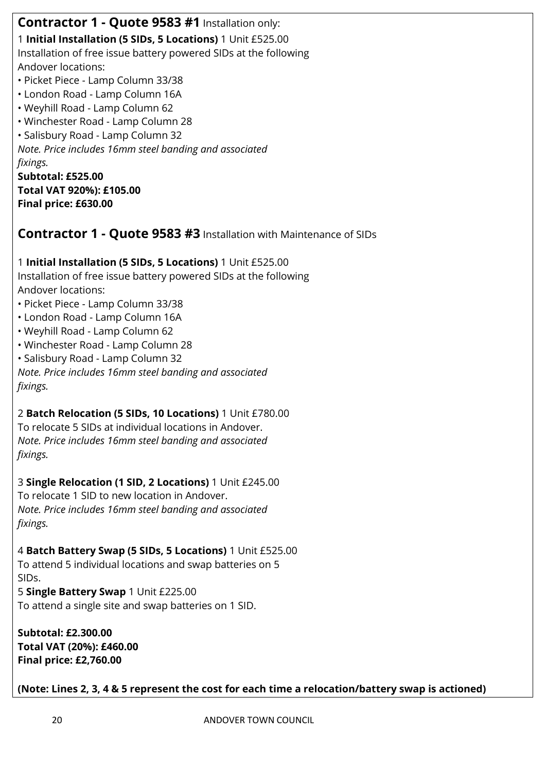## **Contractor 1 - Quote 9583 #1** Installation only:

1 **Initial Installation (5 SIDs, 5 Locations)** 1 Unit £525.00
Installation of free issue battery powered SIDs at the following Andover locations:

- Picket Piece - Lamp Column 33/38
- London Road - Lamp Column 16A
- Weyhill Road - Lamp Column 62
- Winchester Road - Lamp Column 28
- Salisbury Road - Lamp Column 32

*Note. Price includes 16mm steel banding and associated fixings.*

**Subtotal: £525.00**
**Total VAT 920%): £105.00**
**Final price: £630.00**

## **Contractor 1 - Quote 9583 #3** Installation with Maintenance of SIDs

1 **Initial Installation (5 SIDs, 5 Locations)** 1 Unit £525.00
Installation of free issue battery powered SIDs at the following Andover locations:

- Picket Piece - Lamp Column 33/38
- London Road - Lamp Column 16A
- Weyhill Road - Lamp Column 62
- Winchester Road - Lamp Column 28
- Salisbury Road - Lamp Column 32

*Note. Price includes 16mm steel banding and associated fixings.*

2 **Batch Relocation (5 SIDs, 10 Locations)** 1 Unit £780.00
To relocate 5 SIDs at individual locations in Andover.
*Note. Price includes 16mm steel banding and associated fixings.*

3 **Single Relocation (1 SID, 2 Locations)** 1 Unit £245.00
To relocate 1 SID to new location in Andover.
*Note. Price includes 16mm steel banding and associated fixings.*

4 **Batch Battery Swap (5 SIDs, 5 Locations)** 1 Unit £525.00
To attend 5 individual locations and swap batteries on 5 SIDs.
5 **Single Battery Swap** 1 Unit £225.00
To attend a single site and swap batteries on 1 SID.

**Subtotal: £2.300.00**
**Total VAT (20%): £460.00**
**Final price: £2,760.00**

**(Note: Lines 2, 3, 4 & 5 represent the cost for each time a relocation/battery swap is actioned)**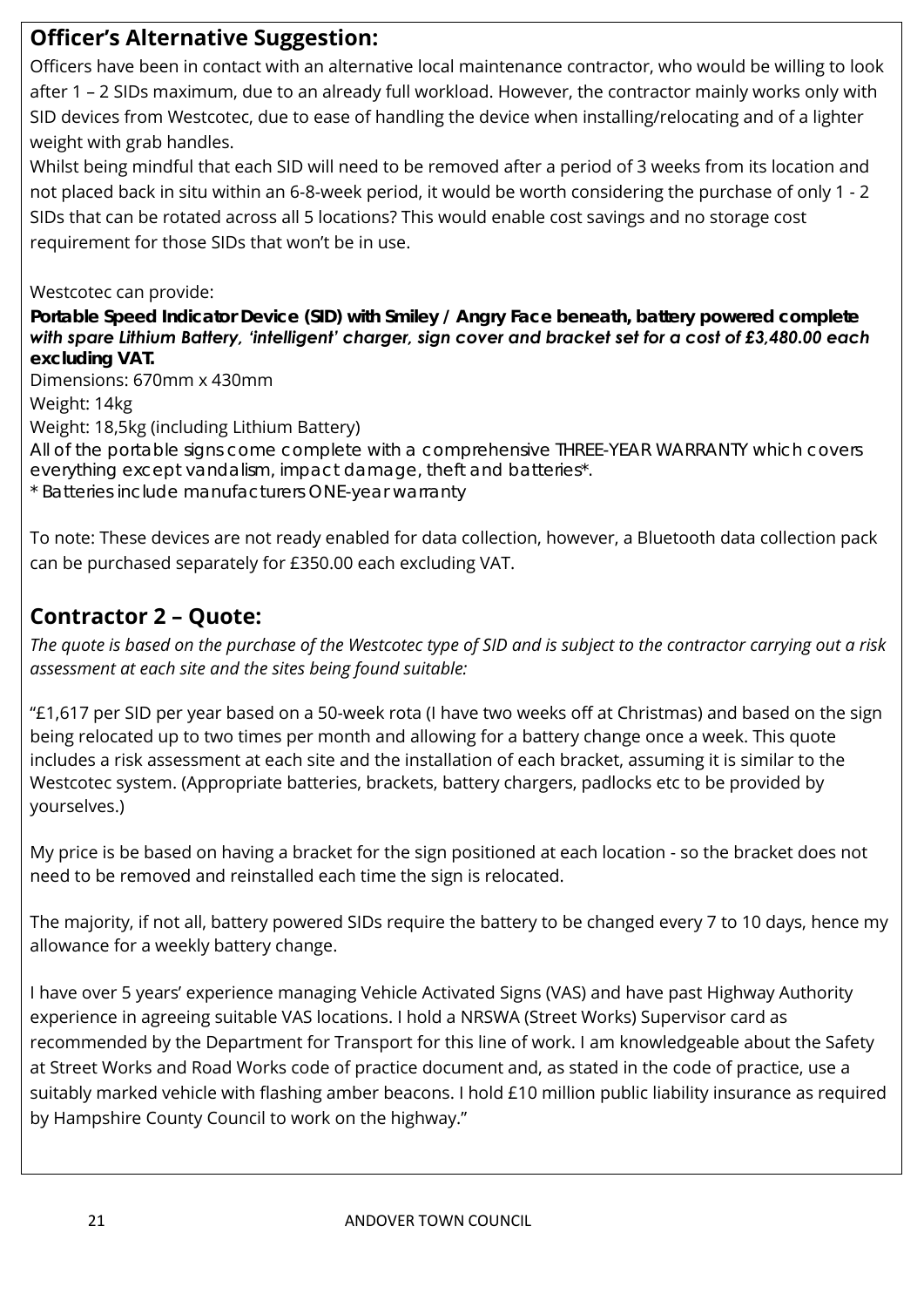## Officer's Alternative Suggestion:

Officers have been in contact with an alternative local maintenance contractor, who would be willing to look after 1 – 2 SIDs maximum, due to an already full workload. However, the contractor mainly works only with SID devices from Westcotec, due to ease of handling the device when installing/relocating and of a lighter weight with grab handles.

Whilst being mindful that each SID will need to be removed after a period of 3 weeks from its location and not placed back in situ within an 6-8-week period, it would be worth considering the purchase of only 1 - 2 SIDs that can be rotated across all 5 locations? This would enable cost savings and no storage cost requirement for those SIDs that won't be in use.

Westcotec can provide:

**Portable Speed Indicator Device (SID) with Smiley / Angry Face beneath, battery powered complete *with spare Lithium Battery, 'intelligent' charger, sign cover and bracket set for a cost of £3,480.00 each* excluding VAT.**

Dimensions: 670mm x 430mm
Weight: 14kg
Weight: 18,5kg (including Lithium Battery)
All of the portable signs come complete with a comprehensive THREE-YEAR WARRANTY which covers everything except vandalism, impact damage, theft and batteries*.
* Batteries include manufacturers ONE-year warranty

To note: These devices are not ready enabled for data collection, however, a Bluetooth data collection pack can be purchased separately for £350.00 each excluding VAT.

## Contractor 2 – Quote:

*The quote is based on the purchase of the Westcotec type of SID and is subject to the contractor carrying out a risk assessment at each site and the sites being found suitable:*

"£1,617 per SID per year based on a 50-week rota (I have two weeks off at Christmas) and based on the sign being relocated up to two times per month and allowing for a battery change once a week. This quote includes a risk assessment at each site and the installation of each bracket, assuming it is similar to the Westcotec system. (Appropriate batteries, brackets, battery chargers, padlocks etc to be provided by yourselves.)

My price is be based on having a bracket for the sign positioned at each location - so the bracket does not need to be removed and reinstalled each time the sign is relocated.

The majority, if not all, battery powered SIDs require the battery to be changed every 7 to 10 days, hence my allowance for a weekly battery change.

I have over 5 years' experience managing Vehicle Activated Signs (VAS) and have past Highway Authority experience in agreeing suitable VAS locations. I hold a NRSWA (Street Works) Supervisor card as recommended by the Department for Transport for this line of work. I am knowledgeable about the Safety at Street Works and Road Works code of practice document and, as stated in the code of practice, use a suitably marked vehicle with flashing amber beacons. I hold £10 million public liability insurance as required by Hampshire County Council to work on the highway."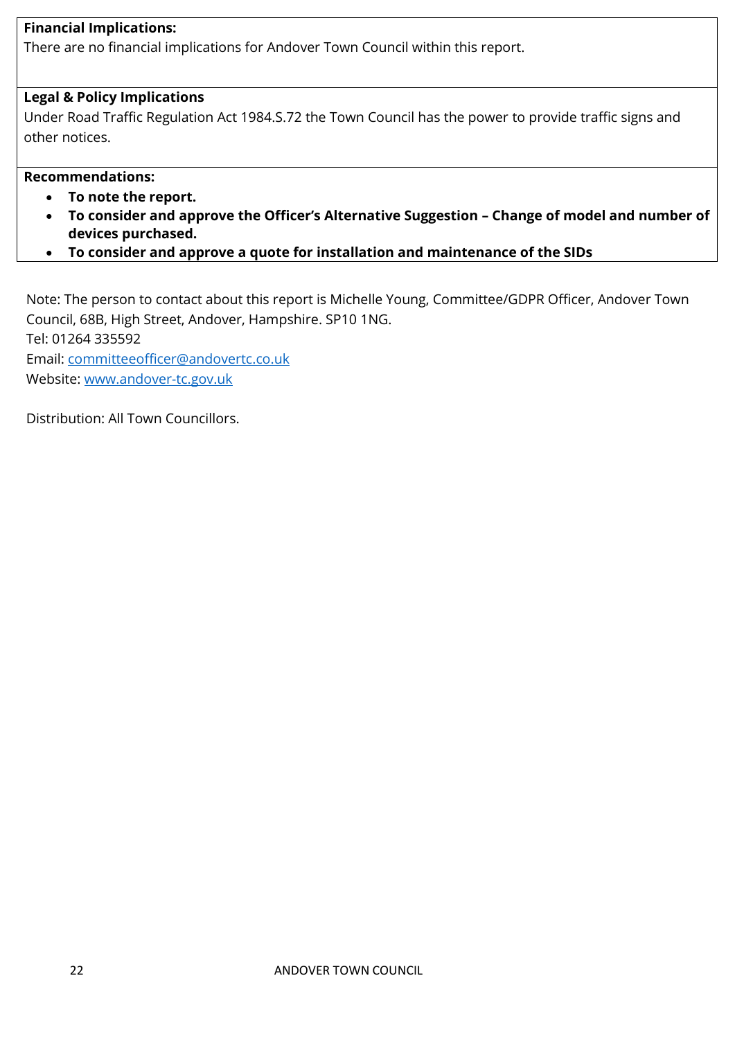**Financial Implications:**

There are no financial implications for Andover Town Council within this report.

**Legal & Policy Implications**

Under Road Traffic Regulation Act 1984.S.72 the Town Council has the power to provide traffic signs and other notices.

**Recommendations:**

- **To note the report.**
- **To consider and approve the Officer's Alternative Suggestion – Change of model and number of devices purchased.**
- **To consider and approve a quote for installation and maintenance of the SIDs**

Note: The person to contact about this report is Michelle Young, Committee/GDPR Officer, Andover Town Council, 68B, High Street, Andover, Hampshire. SP10 1NG.
Tel: 01264 335592
Email: committeeofficer@andovertc.co.uk
Website: www.andover-tc.gov.uk

Distribution: All Town Councillors.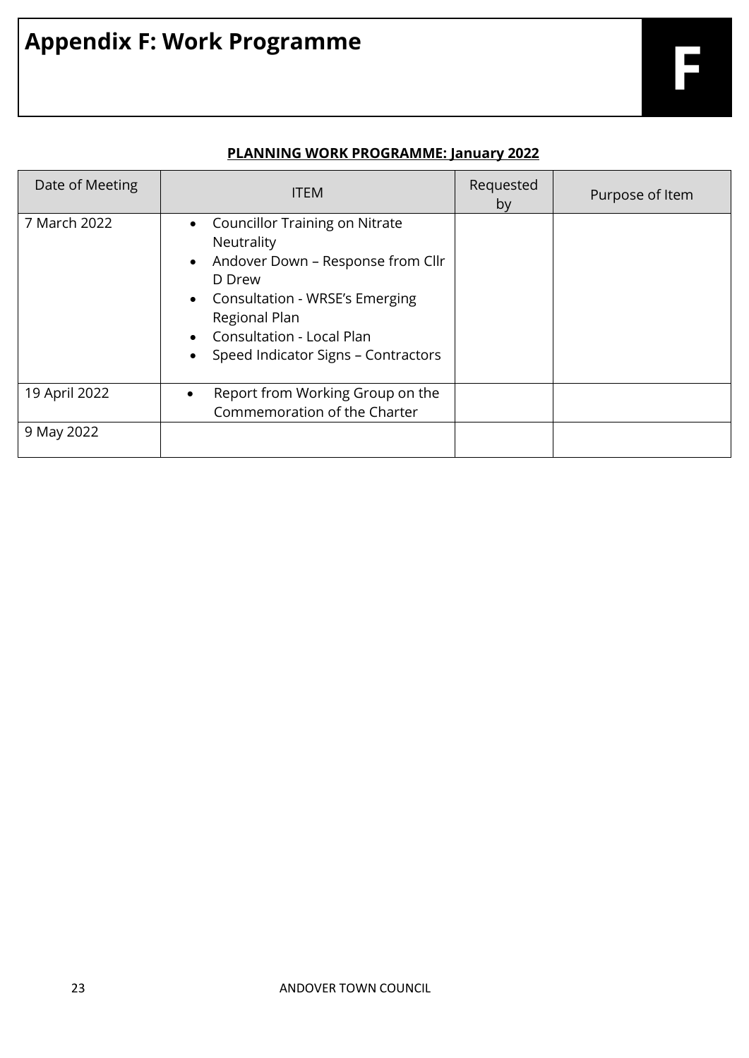# Appendix F: Work Programme

F

**PLANNING WORK PROGRAMME: January 2022**

| Date of Meeting | ITEM | Requested by | Purpose of Item |
|---|---|---|---|
| 7 March 2022 | • Councillor Training on Nitrate Neutrality<br>• Andover Down – Response from Cllr D Drew<br>• Consultation - WRSE's Emerging Regional Plan<br>• Consultation - Local Plan<br>• Speed Indicator Signs – Contractors | | |
| 19 April 2022 | • Report from Working Group on the Commemoration of the Charter | | |
| 9 May 2022 | | | |